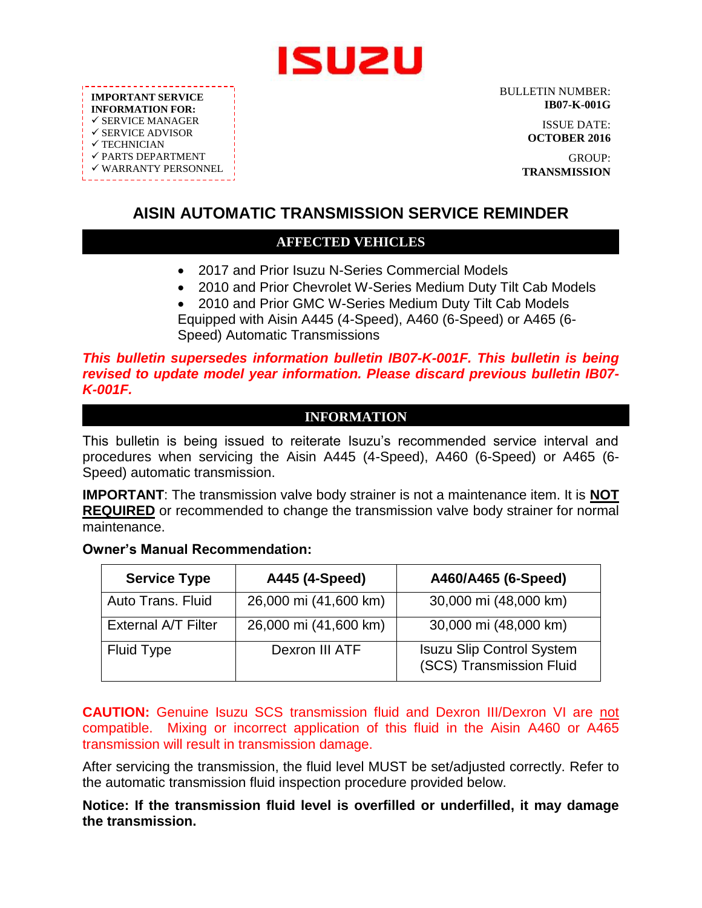# ISUZU

**IMPORTANT SERVICE INFORMATION FOR:**
- ✓ SERVICE MANAGER
- ✓ SERVICE ADVISOR
- ✓ TECHNICIAN
- ✓ PARTS DEPARTMENT
- ✓ WARRANTY PERSONNEL

BULLETIN NUMBER:
**IB07-K-001G**

ISSUE DATE:
**OCTOBER 2016**

GROUP:
**TRANSMISSION**

## AISIN AUTOMATIC TRANSMISSION SERVICE REMINDER

### AFFECTED VEHICLES

- 2017 and Prior Isuzu N-Series Commercial Models
- 2010 and Prior Chevrolet W-Series Medium Duty Tilt Cab Models
- 2010 and Prior GMC W-Series Medium Duty Tilt Cab Models

Equipped with Aisin A445 (4-Speed), A460 (6-Speed) or A465 (6-Speed) Automatic Transmissions

***This bulletin supersedes information bulletin IB07-K-001F. This bulletin is being revised to update model year information. Please discard previous bulletin IB07-K-001F.***

### INFORMATION

This bulletin is being issued to reiterate Isuzu's recommended service interval and procedures when servicing the Aisin A445 (4-Speed), A460 (6-Speed) or A465 (6-Speed) automatic transmission.

**IMPORTANT**: The transmission valve body strainer is not a maintenance item. It is **NOT REQUIRED** or recommended to change the transmission valve body strainer for normal maintenance.

**Owner's Manual Recommendation:**

| Service Type | A445 (4-Speed) | A460/A465 (6-Speed) |
|---|---|---|
| Auto Trans. Fluid | 26,000 mi (41,600 km) | 30,000 mi (48,000 km) |
| External A/T Filter | 26,000 mi (41,600 km) | 30,000 mi (48,000 km) |
| Fluid Type | Dexron III ATF | Isuzu Slip Control System (SCS) Transmission Fluid |

**CAUTION:** Genuine Isuzu SCS transmission fluid and Dexron III/Dexron VI are not compatible. Mixing or incorrect application of this fluid in the Aisin A460 or A465 transmission will result in transmission damage.

After servicing the transmission, the fluid level MUST be set/adjusted correctly. Refer to the automatic transmission fluid inspection procedure provided below.

**Notice: If the transmission fluid level is overfilled or underfilled, it may damage the transmission.**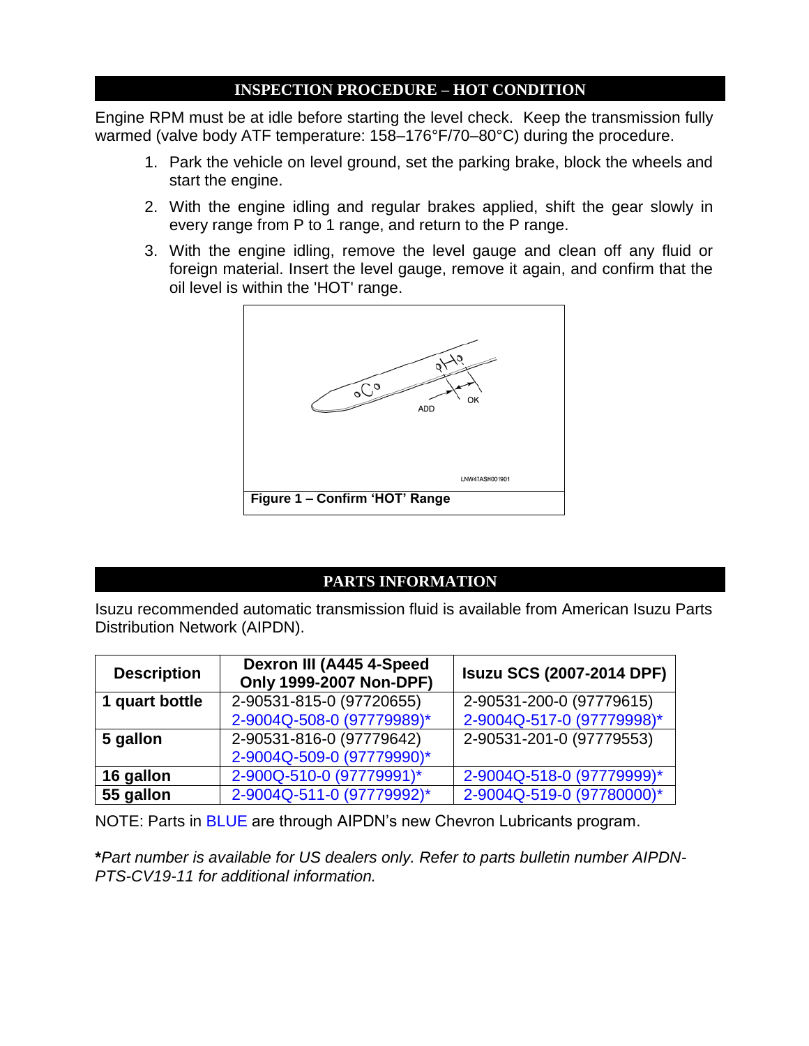## INSPECTION PROCEDURE – HOT CONDITION

Engine RPM must be at idle before starting the level check. Keep the transmission fully warmed (valve body ATF temperature: 158–176°F/70–80°C) during the procedure.

1. Park the vehicle on level ground, set the parking brake, block the wheels and start the engine.
2. With the engine idling and regular brakes applied, shift the gear slowly in every range from P to 1 range, and return to the P range.
3. With the engine idling, remove the level gauge and clean off any fluid or foreign material. Insert the level gauge, remove it again, and confirm that the oil level is within the 'HOT' range.

ADD
OK
LNW47ASH001901

**Figure 1 – Confirm 'HOT' Range**

## PARTS INFORMATION

Isuzu recommended automatic transmission fluid is available from American Isuzu Parts Distribution Network (AIPDN).

| Description | Dexron III (A445 4-Speed Only 1999-2007 Non-DPF) | Isuzu SCS (2007-2014 DPF) |
|---|---|---|
| **1 quart bottle** | 2-90531-815-0 (97720655)<br>2-9004Q-508-0 (97779989)* | 2-90531-200-0 (97779615)<br>2-9004Q-517-0 (97779998)* |
| **5 gallon** | 2-90531-816-0 (97779642)<br>2-9004Q-509-0 (97779990)* | 2-90531-201-0 (97779553) |
| **16 gallon** | 2-900Q-510-0 (97779991)* | 2-9004Q-518-0 (97779999)* |
| **55 gallon** | 2-9004Q-511-0 (97779992)* | 2-9004Q-519-0 (97780000)* |

NOTE: Parts in BLUE are through AIPDN's new Chevron Lubricants program.

***Part number is available for US dealers only. Refer to parts bulletin number AIPDN-PTS-CV19-11 for additional information.***